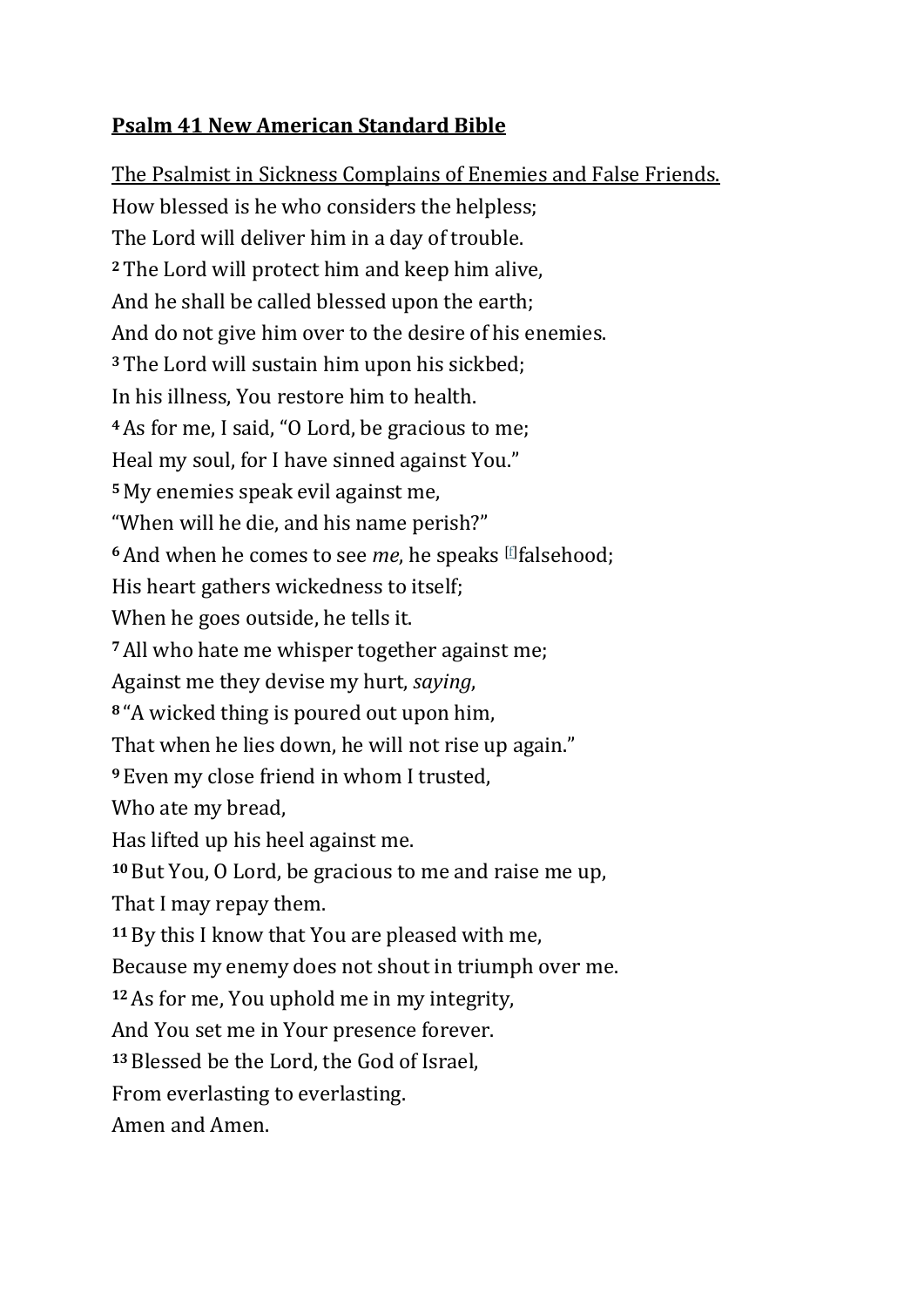**Psalm 41 New American Standard Bible**

The Psalmist in Sickness Complains of Enemies and False Friends.

How blessed is he who considers the helpless;
The Lord will deliver him in a day of trouble.
[2] The Lord will protect him and keep him alive,
And he shall be called blessed upon the earth;
And do not give him over to the desire of his enemies.
[3] The Lord will sustain him upon his sickbed;
In his illness, You restore him to health.
[4] As for me, I said, "O Lord, be gracious to me;
Heal my soul, for I have sinned against You."
[5] My enemies speak evil against me,
"When will he die, and his name perish?"
[6] And when he comes to see *me*, he speaks [f]falsehood;
His heart gathers wickedness to itself;
When he goes outside, he tells it.
[7] All who hate me whisper together against me;
Against me they devise my hurt, *saying*,
[8] "A wicked thing is poured out upon him,
That when he lies down, he will not rise up again."
[9] Even my close friend in whom I trusted,
Who ate my bread,
Has lifted up his heel against me.
[10] But You, O Lord, be gracious to me and raise me up,
That I may repay them.
[11] By this I know that You are pleased with me,
Because my enemy does not shout in triumph over me.
[12] As for me, You uphold me in my integrity,
And You set me in Your presence forever.
[13] Blessed be the Lord, the God of Israel,
From everlasting to everlasting.
Amen and Amen.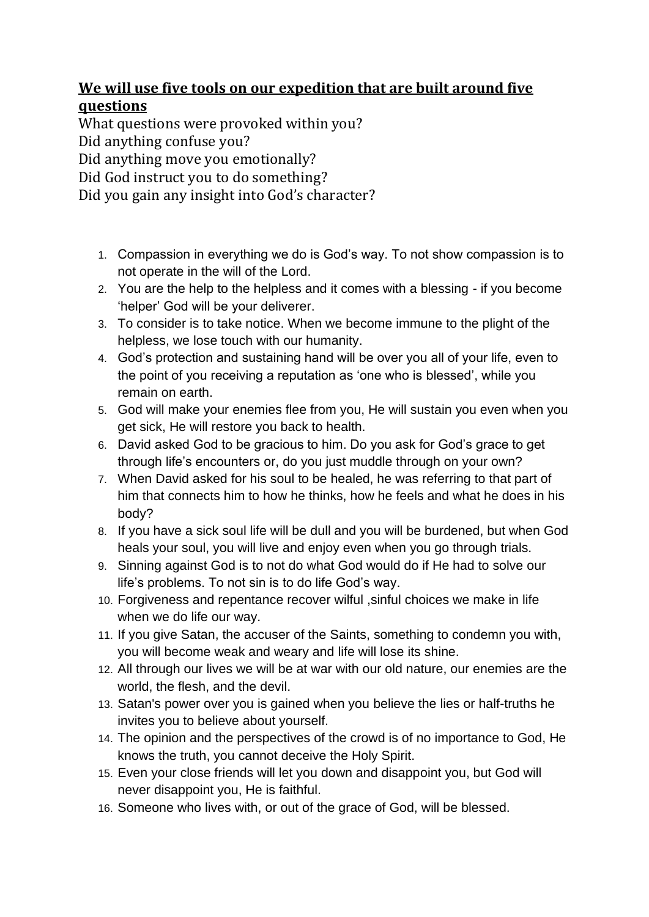## **We will use five tools on our expedition that are built around five questions**

What questions were provoked within you?
Did anything confuse you?
Did anything move you emotionally?
Did God instruct you to do something?
Did you gain any insight into God's character?

1. Compassion in everything we do is God's way. To not show compassion is to not operate in the will of the Lord.
2. You are the help to the helpless and it comes with a blessing - if you become 'helper' God will be your deliverer.
3. To consider is to take notice. When we become immune to the plight of the helpless, we lose touch with our humanity.
4. God's protection and sustaining hand will be over you all of your life, even to the point of you receiving a reputation as 'one who is blessed', while you remain on earth.
5. God will make your enemies flee from you, He will sustain you even when you get sick, He will restore you back to health.
6. David asked God to be gracious to him. Do you ask for God's grace to get through life's encounters or, do you just muddle through on your own?
7. When David asked for his soul to be healed, he was referring to that part of him that connects him to how he thinks, how he feels and what he does in his body?
8. If you have a sick soul life will be dull and you will be burdened, but when God heals your soul, you will live and enjoy even when you go through trials.
9. Sinning against God is to not do what God would do if He had to solve our life's problems. To not sin is to do life God's way.
10. Forgiveness and repentance recover wilful ,sinful choices we make in life when we do life our way.
11. If you give Satan, the accuser of the Saints, something to condemn you with, you will become weak and weary and life will lose its shine.
12. All through our lives we will be at war with our old nature, our enemies are the world, the flesh, and the devil.
13. Satan's power over you is gained when you believe the lies or half-truths he invites you to believe about yourself.
14. The opinion and the perspectives of the crowd is of no importance to God, He knows the truth, you cannot deceive the Holy Spirit.
15. Even your close friends will let you down and disappoint you, but God will never disappoint you, He is faithful.
16. Someone who lives with, or out of the grace of God, will be blessed.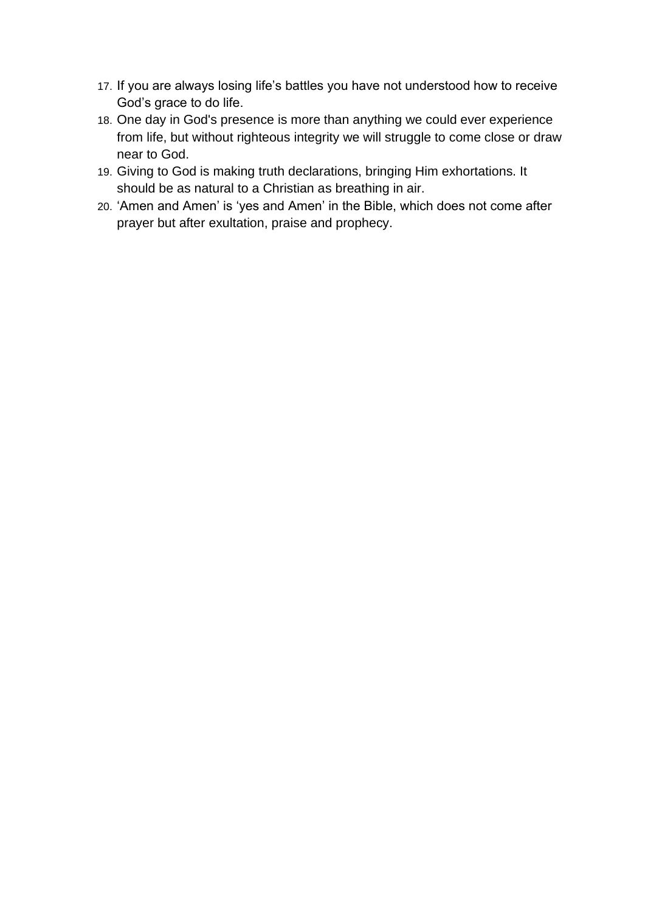17. If you are always losing life’s battles you have not understood how to receive God’s grace to do life.
18. One day in God's presence is more than anything we could ever experience from life, but without righteous integrity we will struggle to come close or draw near to God.
19. Giving to God is making truth declarations, bringing Him exhortations. It should be as natural to a Christian as breathing in air.
20. ‘Amen and Amen’ is ‘yes and Amen’ in the Bible, which does not come after prayer but after exultation, praise and prophecy.